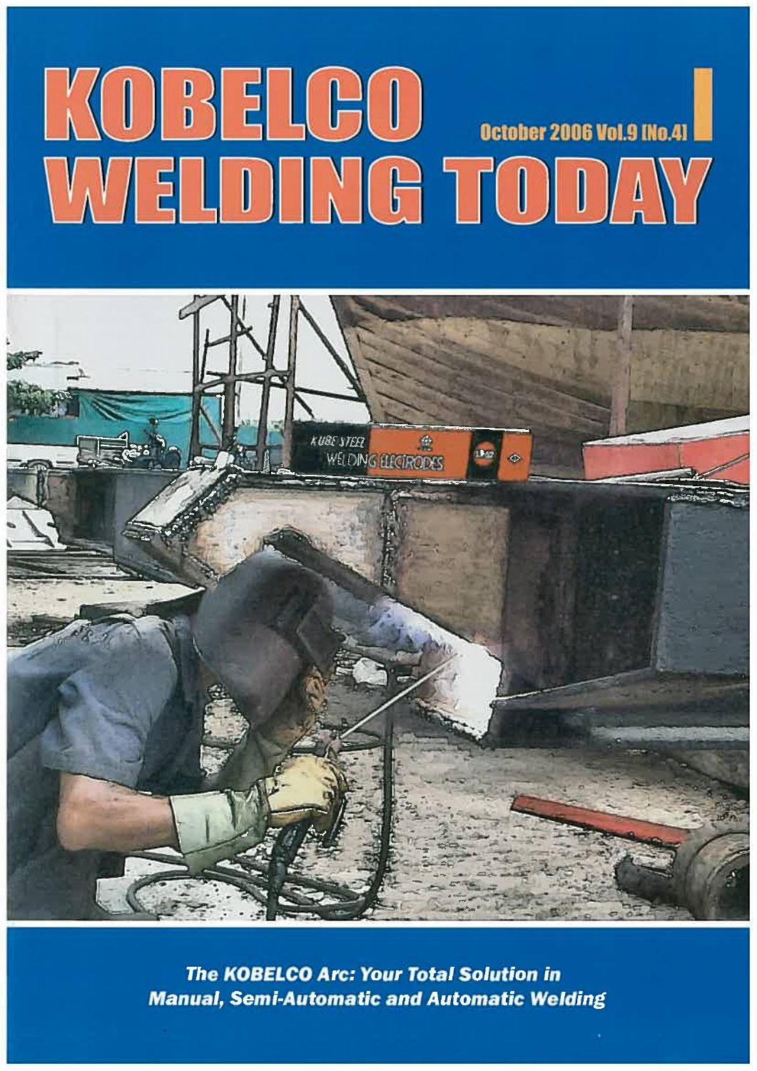# KOBELCO WELDING TODAY

October 2006 Vol.9 [No.4]

***The KOBELCO Arc: Your Total Solution in Manual, Semi-Automatic and Automatic Welding***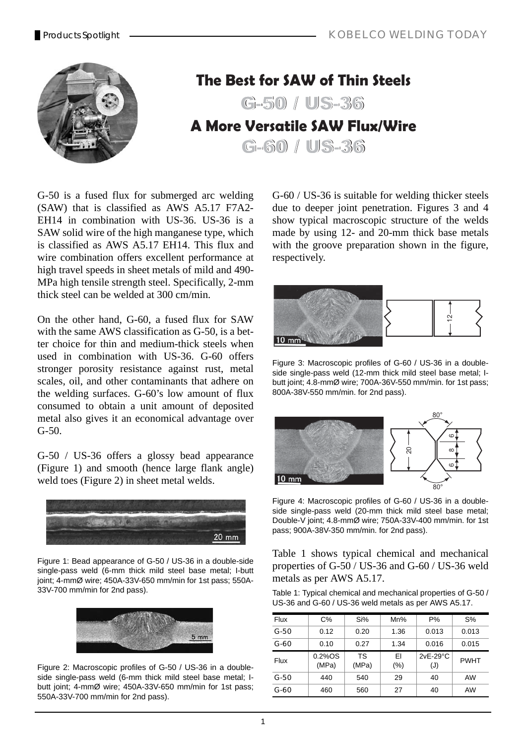# The Best for SAW of Thin Steels

## G-50 / US-36

# A More Versatile SAW Flux/Wire

## G-60 / US-36

G-50 is a fused flux for submerged arc welding (SAW) that is classified as AWS A5.17 F7A2-EH14 in combination with US-36. US-36 is a SAW solid wire of the high manganese type, which is classified as AWS A5.17 EH14. This flux and wire combination offers excellent performance at high travel speeds in sheet metals of mild and 490-MPa high tensile strength steel. Specifically, 2-mm thick steel can be welded at 300 cm/min.

On the other hand, G-60, a fused flux for SAW with the same AWS classification as G-50, is a better choice for thin and medium-thick steels when used in combination with US-36. G-60 offers stronger porosity resistance against rust, metal scales, oil, and other contaminants that adhere on the welding surfaces. G-60's low amount of flux consumed to obtain a unit amount of deposited metal also gives it an economical advantage over G-50.

G-50 / US-36 offers a glossy bead appearance (Figure 1) and smooth (hence large flank angle) weld toes (Figure 2) in sheet metal welds.

Figure 1: Bead appearance of G-50 / US-36 in a double-side single-pass weld (6-mm thick mild steel base metal; I-butt joint; 4-mmØ wire; 450A-33V-650 mm/min for 1st pass; 550A-33V-700 mm/min for 2nd pass).

Figure 2: Macroscopic profiles of G-50 / US-36 in a double-side single-pass weld (6-mm thick mild steel base metal; I-butt joint; 4-mmØ wire; 450A-33V-650 mm/min for 1st pass; 550A-33V-700 mm/min for 2nd pass).

G-60 / US-36 is suitable for welding thicker steels due to deeper joint penetration. Figures 3 and 4 show typical macroscopic structure of the welds made by using 12- and 20-mm thick base metals with the groove preparation shown in the figure, respectively.

Figure 3: Macroscopic profiles of G-60 / US-36 in a double-side single-pass weld (12-mm thick mild steel base metal; I-butt joint; 4.8-mmØ wire; 700A-36V-550 mm/min. for 1st pass; 800A-38V-550 mm/min. for 2nd pass).

Figure 4: Macroscopic profiles of G-60 / US-36 in a double-side single-pass weld (20-mm thick mild steel base metal; Double-V joint; 4.8-mmØ wire; 750A-33V-400 mm/min. for 1st pass; 900A-38V-350 mm/min. for 2nd pass).

Table 1 shows typical chemical and mechanical properties of G-50 / US-36 and G-60 / US-36 weld metals as per AWS A5.17.

Table 1: Typical chemical and mechanical properties of G-50 / US-36 and G-60 / US-36 weld metals as per AWS A5.17.

| Flux | C% | Si% | Mn% | P% | S% |
|---|---|---|---|---|---|
| G-50 | 0.12 | 0.20 | 1.36 | 0.013 | 0.013 |
| G-60 | 0.10 | 0.27 | 1.34 | 0.016 | 0.015 |
| **Flux** | **0.2%OS (MPa)** | **TS (MPa)** | **El (%)** | **2vE-29°C (J)** | **PWHT** |
| G-50 | 440 | 540 | 29 | 40 | AW |
| G-60 | 460 | 560 | 27 | 40 | AW |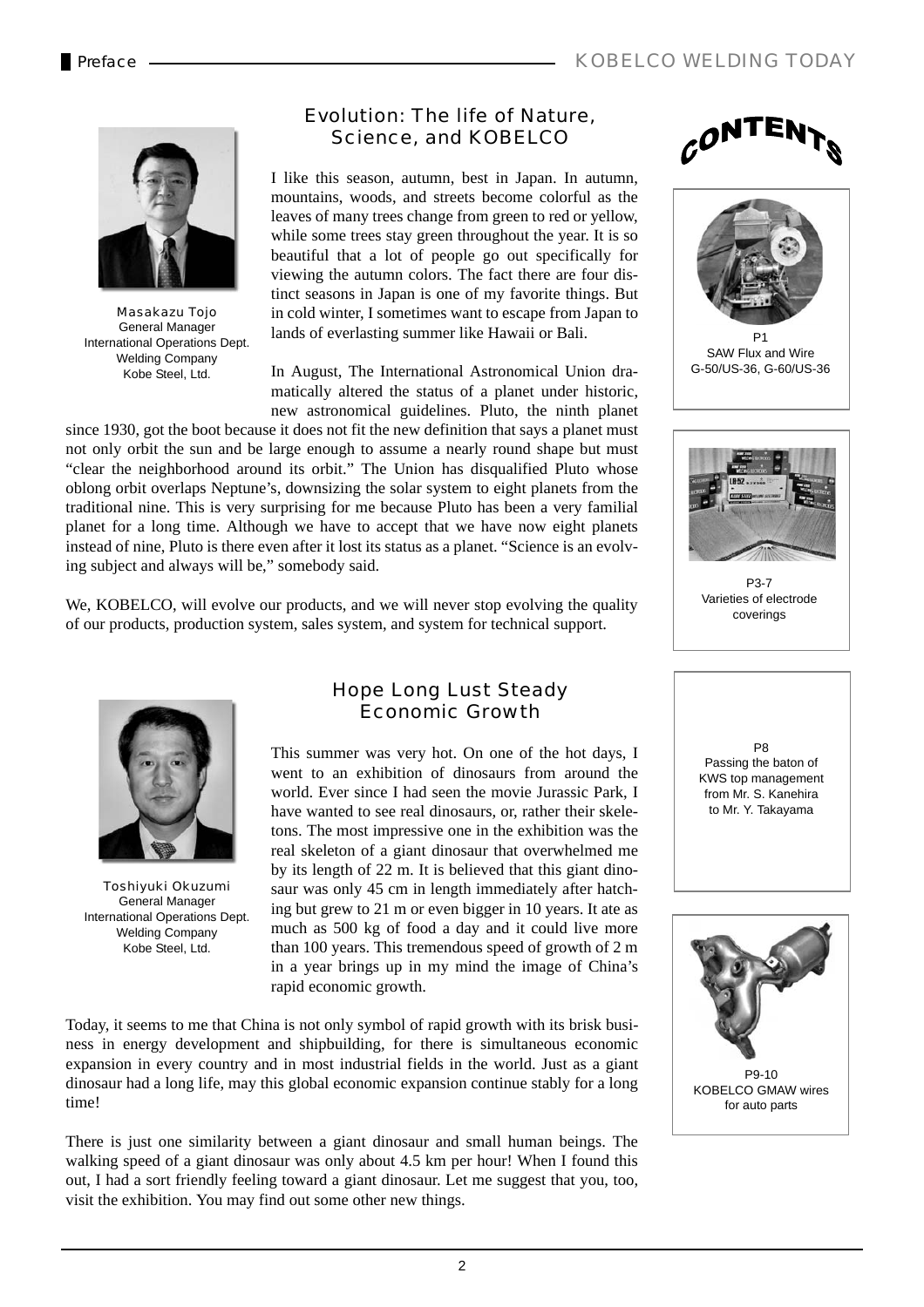# Preface

## Evolution: The life of Nature, Science, and KOBELCO

Masakazu Tojo
General Manager
International Operations Dept.
Welding Company
Kobe Steel, Ltd.

I like this season, autumn, best in Japan. In autumn, mountains, woods, and streets become colorful as the leaves of many trees change from green to red or yellow, while some trees stay green throughout the year. It is so beautiful that a lot of people go out specifically for viewing the autumn colors. The fact there are four distinct seasons in Japan is one of my favorite things. But in cold winter, I sometimes want to escape from Japan to lands of everlasting summer like Hawaii or Bali.

In August, The International Astronomical Union dramatically altered the status of a planet under historic, new astronomical guidelines. Pluto, the ninth planet since 1930, got the boot because it does not fit the new definition that says a planet must not only orbit the sun and be large enough to assume a nearly round shape but must "clear the neighborhood around its orbit." The Union has disqualified Pluto whose oblong orbit overlaps Neptune's, downsizing the solar system to eight planets from the traditional nine. This is very surprising for me because Pluto has been a very familial planet for a long time. Although we have to accept that we have now eight planets instead of nine, Pluto is there even after it lost its status as a planet. "Science is an evolving subject and always will be," somebody said.

We, KOBELCO, will evolve our products, and we will never stop evolving the quality of our products, production system, sales system, and system for technical support.

## Hope Long Lust Steady Economic Growth

Toshiyuki Okuzumi
General Manager
International Operations Dept.
Welding Company
Kobe Steel, Ltd.

This summer was very hot. On one of the hot days, I went to an exhibition of dinosaurs from around the world. Ever since I had seen the movie Jurassic Park, I have wanted to see real dinosaurs, or, rather their skeletons. The most impressive one in the exhibition was the real skeleton of a giant dinosaur that overwhelmed me by its length of 22 m. It is believed that this giant dinosaur was only 45 cm in length immediately after hatching but grew to 21 m or even bigger in 10 years. It ate as much as 500 kg of food a day and it could live more than 100 years. This tremendous speed of growth of 2 m in a year brings up in my mind the image of China's rapid economic growth.

Today, it seems to me that China is not only symbol of rapid growth with its brisk business in energy development and shipbuilding, for there is simultaneous economic expansion in every country and in most industrial fields in the world. Just as a giant dinosaur had a long life, may this global economic expansion continue stably for a long time!

There is just one similarity between a giant dinosaur and small human beings. The walking speed of a giant dinosaur was only about 4.5 km per hour! When I found this out, I had a sort friendly feeling toward a giant dinosaur. Let me suggest that you, too, visit the exhibition. You may find out some other new things.

## CONTENTS

P1
SAW Flux and Wire
G-50/US-36, G-60/US-36

P3-7
Varieties of electrode coverings

P8
Passing the baton of KWS top management from Mr. S. Kanehira to Mr. Y. Takayama

P9-10
KOBELCO GMAW wires for auto parts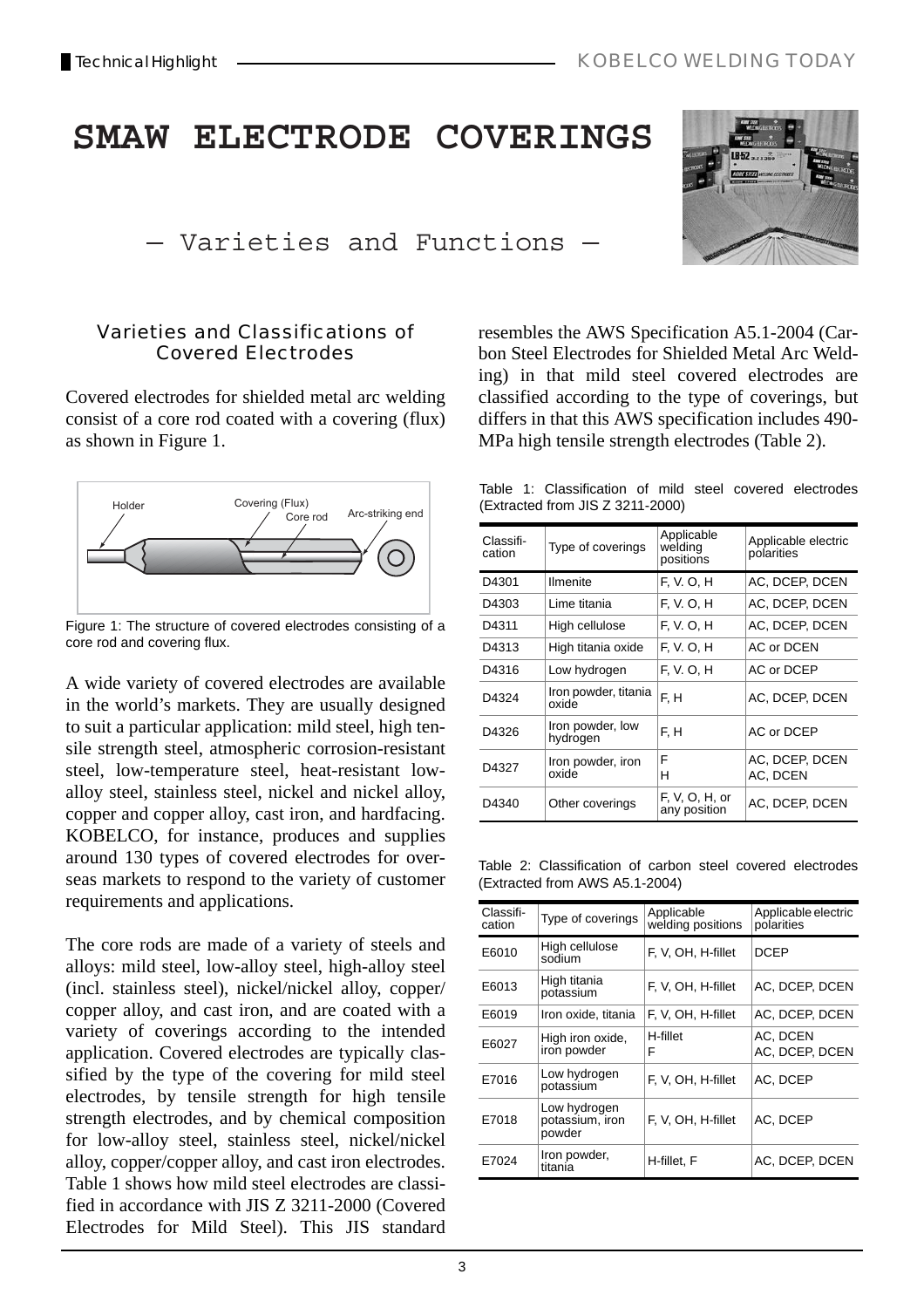# SMAW ELECTRODE COVERINGS

## — Varieties and Functions —

### Varieties and Classifications of Covered Electrodes

Covered electrodes for shielded metal arc welding consist of a core rod coated with a covering (flux) as shown in Figure 1.

Figure 1: The structure of covered electrodes consisting of a core rod and covering flux.

A wide variety of covered electrodes are available in the world's markets. They are usually designed to suit a particular application: mild steel, high tensile strength steel, atmospheric corrosion-resistant steel, low-temperature steel, heat-resistant low-alloy steel, stainless steel, nickel and nickel alloy, copper and copper alloy, cast iron, and hardfacing. KOBELCO, for instance, produces and supplies around 130 types of covered electrodes for overseas markets to respond to the variety of customer requirements and applications.

The core rods are made of a variety of steels and alloys: mild steel, low-alloy steel, high-alloy steel (incl. stainless steel), nickel/nickel alloy, copper/copper alloy, and cast iron, and are coated with a variety of coverings according to the intended application. Covered electrodes are typically classified by the type of the covering for mild steel electrodes, by tensile strength for high tensile strength electrodes, and by chemical composition for low-alloy steel, stainless steel, nickel/nickel alloy, copper/copper alloy, and cast iron electrodes. Table 1 shows how mild steel electrodes are classified in accordance with JIS Z 3211-2000 (Covered Electrodes for Mild Steel). This JIS standard resembles the AWS Specification A5.1-2004 (Carbon Steel Electrodes for Shielded Metal Arc Welding) in that mild steel covered electrodes are classified according to the type of coverings, but differs in that this AWS specification includes 490-MPa high tensile strength electrodes (Table 2).

Table 1: Classification of mild steel covered electrodes (Extracted from JIS Z 3211-2000)

| Classification | Type of coverings | Applicable welding positions | Applicable electric polarities |
|---|---|---|---|
| D4301 | Ilmenite | F, V. O, H | AC, DCEP, DCEN |
| D4303 | Lime titania | F, V. O, H | AC, DCEP, DCEN |
| D4311 | High cellulose | F, V. O, H | AC, DCEP, DCEN |
| D4313 | High titania oxide | F, V. O, H | AC or DCEN |
| D4316 | Low hydrogen | F, V. O, H | AC or DCEP |
| D4324 | Iron powder, titania oxide | F, H | AC, DCEP, DCEN |
| D4326 | Iron powder, low hydrogen | F, H | AC or DCEP |
| D4327 | Iron powder, iron oxide | F<br>H | AC, DCEP, DCEN<br>AC, DCEN |
| D4340 | Other coverings | F, V, O, H, or any position | AC, DCEP, DCEN |

Table 2: Classification of carbon steel covered electrodes (Extracted from AWS A5.1-2004)

| Classification | Type of coverings | Applicable welding positions | Applicable electric polarities |
|---|---|---|---|
| E6010 | High cellulose sodium | F, V, OH, H-fillet | DCEP |
| E6013 | High titania potassium | F, V, OH, H-fillet | AC, DCEP, DCEN |
| E6019 | Iron oxide, titania | F, V, OH, H-fillet | AC, DCEP, DCEN |
| E6027 | High iron oxide, iron powder | H-fillet<br>F | AC, DCEN<br>AC, DCEP, DCEN |
| E7016 | Low hydrogen potassium | F, V, OH, H-fillet | AC, DCEP |
| E7018 | Low hydrogen potassium, iron powder | F, V, OH, H-fillet | AC, DCEP |
| E7024 | Iron powder, titania | H-fillet, F | AC, DCEP, DCEN |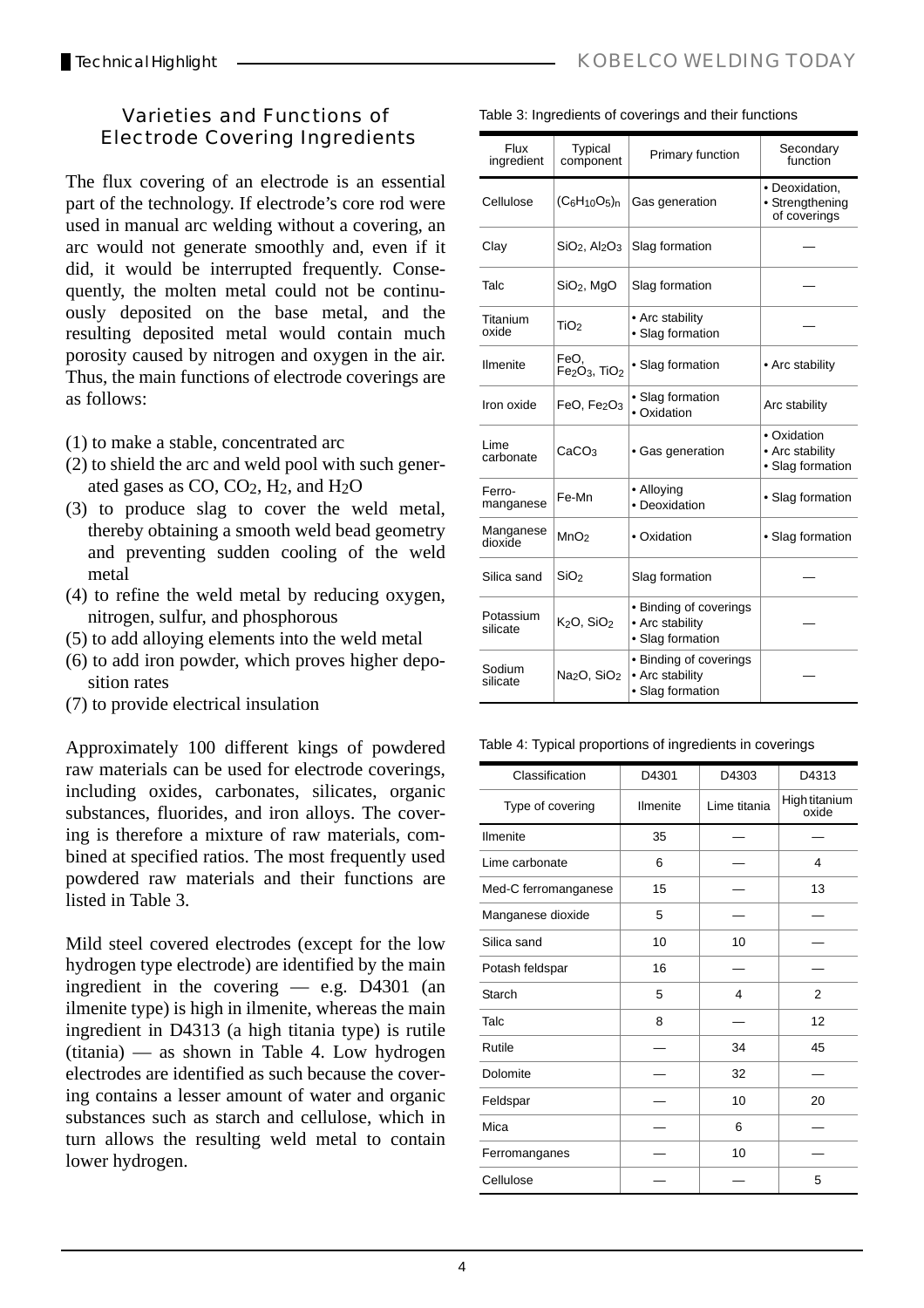## Varieties and Functions of Electrode Covering Ingredients

The flux covering of an electrode is an essential part of the technology. If electrode's core rod were used in manual arc welding without a covering, an arc would not generate smoothly and, even if it did, it would be interrupted frequently. Consequently, the molten metal could not be continuously deposited on the base metal, and the resulting deposited metal would contain much porosity caused by nitrogen and oxygen in the air. Thus, the main functions of electrode coverings are as follows:

(1) to make a stable, concentrated arc
(2) to shield the arc and weld pool with such generated gases as CO, $CO_2$, $H_2$, and $H_2O$
(3) to produce slag to cover the weld metal, thereby obtaining a smooth weld bead geometry and preventing sudden cooling of the weld metal
(4) to refine the weld metal by reducing oxygen, nitrogen, sulfur, and phosphorous
(5) to add alloying elements into the weld metal
(6) to add iron powder, which proves higher deposition rates
(7) to provide electrical insulation

Approximately 100 different kings of powdered raw materials can be used for electrode coverings, including oxides, carbonates, silicates, organic substances, fluorides, and iron alloys. The covering is therefore a mixture of raw materials, combined at specified ratios. The most frequently used powdered raw materials and their functions are listed in Table 3.

Mild steel covered electrodes (except for the low hydrogen type electrode) are identified by the main ingredient in the covering — e.g. D4301 (an ilmenite type) is high in ilmenite, whereas the main ingredient in D4313 (a high titania type) is rutile (titania) — as shown in Table 4. Low hydrogen electrodes are identified as such because the covering contains a lesser amount of water and organic substances such as starch and cellulose, which in turn allows the resulting weld metal to contain lower hydrogen.

Table 3: Ingredients of coverings and their functions

| Flux ingredient | Typical component | Primary function | Secondary function |
|---|---|---|---|
| Cellulose | $(C_6H_{10}O_5)_n$ | Gas generation | • Deoxidation, • Strengthening of coverings |
| Clay | $SiO_2$, $Al_2O_3$ | Slag formation | — |
| Talc | $SiO_2$, MgO | Slag formation | — |
| Titanium oxide | $TiO_2$ | • Arc stability • Slag formation | — |
| Ilmenite | FeO, $Fe_2O_3$, $TiO_2$ | • Slag formation | • Arc stability |
| Iron oxide | FeO, $Fe_2O_3$ | • Slag formation • Oxidation | Arc stability |
| Lime carbonate | $CaCO_3$ | • Gas generation | • Oxidation • Arc stability • Slag formation |
| Ferro-manganese | Fe-Mn | • Alloying • Deoxidation | • Slag formation |
| Manganese dioxide | $MnO_2$ | • Oxidation | • Slag formation |
| Silica sand | $SiO_2$ | Slag formation | — |
| Potassium silicate | $K_2O$, $SiO_2$ | • Binding of coverings • Arc stability • Slag formation | — |
| Sodium silicate | $Na_2O$, $SiO_2$ | • Binding of coverings • Arc stability • Slag formation | — |

Table 4: Typical proportions of ingredients in coverings

| Classification | D4301 | D4303 | D4313 |
|---|---|---|---|
| Type of covering | Ilmenite | Lime titania | High titanium oxide |
| Ilmenite | 35 | — | — |
| Lime carbonate | 6 | — | 4 |
| Med-C ferromanganese | 15 | — | 13 |
| Manganese dioxide | 5 | — | — |
| Silica sand | 10 | 10 | — |
| Potash feldspar | 16 | — | — |
| Starch | 5 | 4 | 2 |
| Talc | 8 | — | 12 |
| Rutile | — | 34 | 45 |
| Dolomite | — | 32 | — |
| Feldspar | — | 10 | 20 |
| Mica | — | 6 | — |
| Ferromanganes | — | 10 | — |
| Cellulose | — | — | 5 |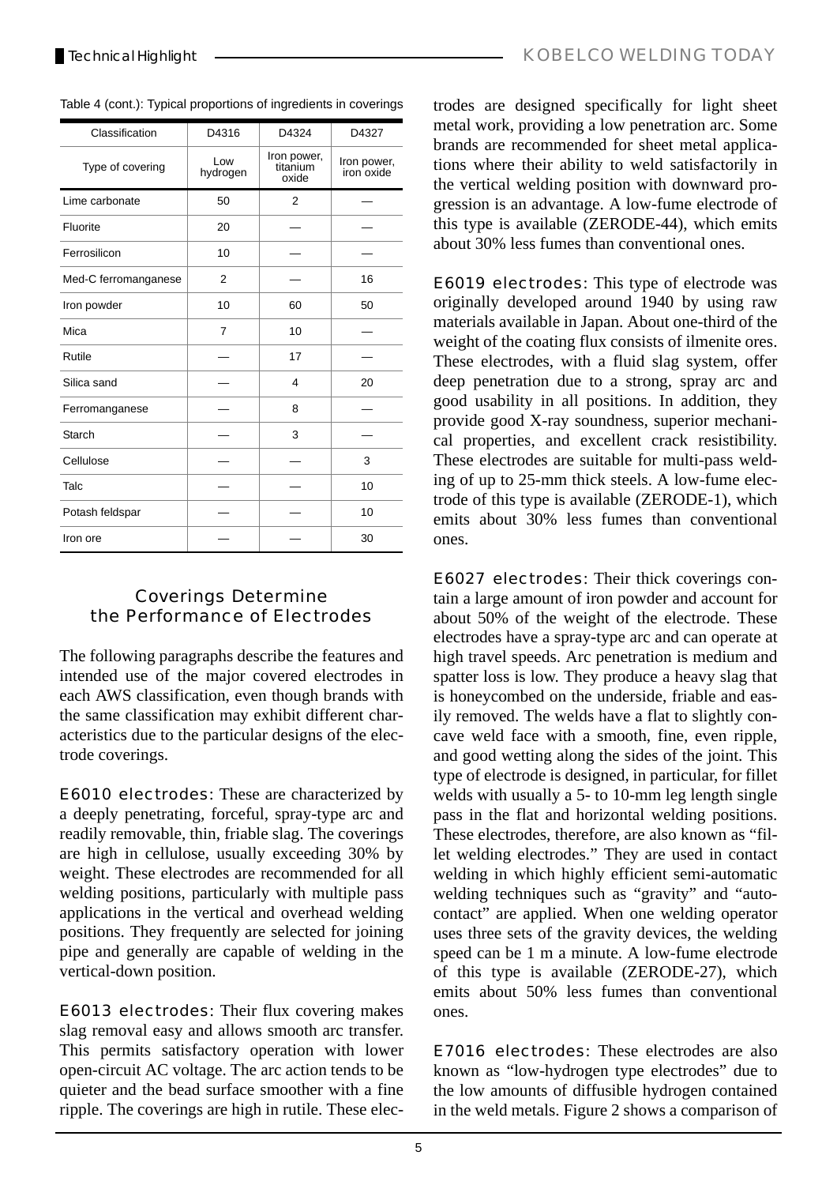Table 4 (cont.): Typical proportions of ingredients in coverings

| Classification | D4316 | D4324 | D4327 |
|---|---|---|---|
| Type of covering | Low hydrogen | Iron power, titanium oxide | Iron power, iron oxide |
| Lime carbonate | 50 | 2 | — |
| Fluorite | 20 | — | — |
| Ferrosilicon | 10 | — | — |
| Med-C ferromanganese | 2 | — | 16 |
| Iron powder | 10 | 60 | 50 |
| Mica | 7 | 10 | — |
| Rutile | — | 17 | — |
| Silica sand | — | 4 | 20 |
| Ferromanganese | — | 8 | — |
| Starch | — | 3 | — |
| Cellulose | — | — | 3 |
| Talc | — | — | 10 |
| Potash feldspar | — | — | 10 |
| Iron ore | — | — | 30 |

## Coverings Determine the Performance of Electrodes

The following paragraphs describe the features and intended use of the major covered electrodes in each AWS classification, even though brands with the same classification may exhibit different characteristics due to the particular designs of the electrode coverings.

**E6010 electrodes**: These are characterized by a deeply penetrating, forceful, spray-type arc and readily removable, thin, friable slag. The coverings are high in cellulose, usually exceeding 30% by weight. These electrodes are recommended for all welding positions, particularly with multiple pass applications in the vertical and overhead welding positions. They frequently are selected for joining pipe and generally are capable of welding in the vertical-down position.

**E6013 electrodes**: Their flux covering makes slag removal easy and allows smooth arc transfer. This permits satisfactory operation with lower open-circuit AC voltage. The arc action tends to be quieter and the bead surface smoother with a fine ripple. The coverings are high in rutile. These electrodes are designed specifically for light sheet metal work, providing a low penetration arc. Some brands are recommended for sheet metal applications where their ability to weld satisfactorily in the vertical welding position with downward progression is an advantage. A low-fume electrode of this type is available (ZERODE-44), which emits about 30% less fumes than conventional ones.

**E6019 electrodes**: This type of electrode was originally developed around 1940 by using raw materials available in Japan. About one-third of the weight of the coating flux consists of ilmenite ores. These electrodes, with a fluid slag system, offer deep penetration due to a strong, spray arc and good usability in all positions. In addition, they provide good X-ray soundness, superior mechanical properties, and excellent crack resistibility. These electrodes are suitable for multi-pass welding of up to 25-mm thick steels. A low-fume electrode of this type is available (ZERODE-1), which emits about 30% less fumes than conventional ones.

**E6027 electrodes**: Their thick coverings contain a large amount of iron powder and account for about 50% of the weight of the electrode. These electrodes have a spray-type arc and can operate at high travel speeds. Arc penetration is medium and spatter loss is low. They produce a heavy slag that is honeycombed on the underside, friable and easily removed. The welds have a flat to slightly concave weld face with a smooth, fine, even ripple, and good wetting along the sides of the joint. This type of electrode is designed, in particular, for fillet welds with usually a 5- to 10-mm leg length single pass in the flat and horizontal welding positions. These electrodes, therefore, are also known as "fillet welding electrodes." They are used in contact welding in which highly efficient semi-automatic welding techniques such as "gravity" and "autocontact" are applied. When one welding operator uses three sets of the gravity devices, the welding speed can be 1 m a minute. A low-fume electrode of this type is available (ZERODE-27), which emits about 50% less fumes than conventional ones.

**E7016 electrodes**: These electrodes are also known as "low-hydrogen type electrodes" due to the low amounts of diffusible hydrogen contained in the weld metals. Figure 2 shows a comparison of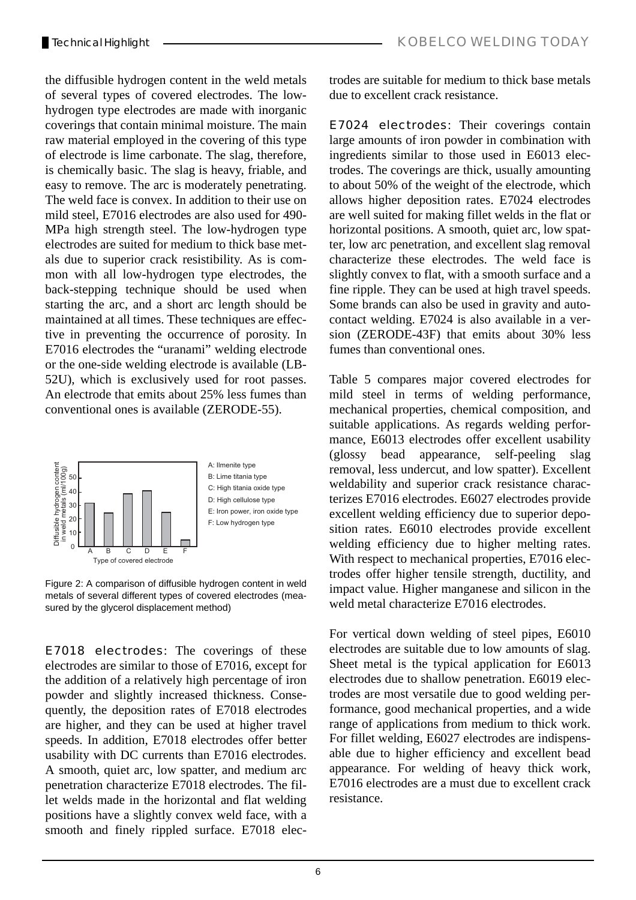the diffusible hydrogen content in the weld metals of several types of covered electrodes. The low-hydrogen type electrodes are made with inorganic coverings that contain minimal moisture. The main raw material employed in the covering of this type of electrode is lime carbonate. The slag, therefore, is chemically basic. The slag is heavy, friable, and easy to remove. The arc is moderately penetrating. The weld face is convex. In addition to their use on mild steel, E7016 electrodes are also used for 490-MPa high strength steel. The low-hydrogen type electrodes are suited for medium to thick base metals due to superior crack resistibility. As is common with all low-hydrogen type electrodes, the back-stepping technique should be used when starting the arc, and a short arc length should be maintained at all times. These techniques are effective in preventing the occurrence of porosity. In E7016 electrodes the "uranami" welding electrode or the one-side welding electrode is available (LB-52U), which is exclusively used for root passes. An electrode that emits about 25% less fumes than conventional ones is available (ZERODE-55).

Figure 2: A comparison of diffusible hydrogen content in weld metals of several different types of covered electrodes (measured by the glycerol displacement method)

**E7018 electrodes**: The coverings of these electrodes are similar to those of E7016, except for the addition of a relatively high percentage of iron powder and slightly increased thickness. Consequently, the deposition rates of E7018 electrodes are higher, and they can be used at higher travel speeds. In addition, E7018 electrodes offer better usability with DC currents than E7016 electrodes. A smooth, quiet arc, low spatter, and medium arc penetration characterize E7018 electrodes. The fillet welds made in the horizontal and flat welding positions have a slightly convex weld face, with a smooth and finely rippled surface. E7018 electrodes are suitable for medium to thick base metals due to excellent crack resistance.

**E7024 electrodes**: Their coverings contain large amounts of iron powder in combination with ingredients similar to those used in E6013 electrodes. The coverings are thick, usually amounting to about 50% of the weight of the electrode, which allows higher deposition rates. E7024 electrodes are well suited for making fillet welds in the flat or horizontal positions. A smooth, quiet arc, low spatter, low arc penetration, and excellent slag removal characterize these electrodes. The weld face is slightly convex to flat, with a smooth surface and a fine ripple. They can be used at high travel speeds. Some brands can also be used in gravity and auto-contact welding. E7024 is also available in a version (ZERODE-43F) that emits about 30% less fumes than conventional ones.

Table 5 compares major covered electrodes for mild steel in terms of welding performance, mechanical properties, chemical composition, and suitable applications. As regards welding performance, E6013 electrodes offer excellent usability (glossy bead appearance, self-peeling slag removal, less undercut, and low spatter). Excellent weldability and superior crack resistance characterizes E7016 electrodes. E6027 electrodes provide excellent welding efficiency due to superior deposition rates. E6010 electrodes provide excellent welding efficiency due to higher melting rates. With respect to mechanical properties, E7016 electrodes offer higher tensile strength, ductility, and impact value. Higher manganese and silicon in the weld metal characterize E7016 electrodes.

For vertical down welding of steel pipes, E6010 electrodes are suitable due to low amounts of slag. Sheet metal is the typical application for E6013 electrodes due to shallow penetration. E6019 electrodes are most versatile due to good welding performance, good mechanical properties, and a wide range of applications from medium to thick work. For fillet welding, E6027 electrodes are indispensable due to higher efficiency and excellent bead appearance. For welding of heavy thick work, E7016 electrodes are a must due to excellent crack resistance.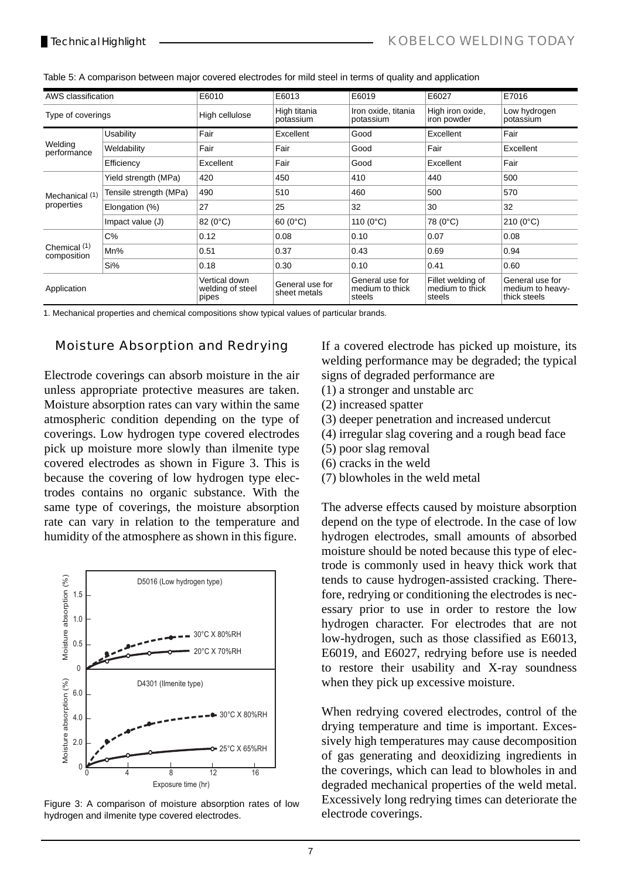Table 5: A comparison between major covered electrodes for mild steel in terms of quality and application

| AWS classification | | E6010 | E6013 | E6019 | E6027 | E7016 |
|---|---|---|---|---|---|---|
| Type of coverings | | High cellulose | High titania potassium | Iron oxide, titania potassium | High iron oxide, iron powder | Low hydrogen potassium |
| Welding performance | Usability | Fair | Excellent | Good | Excellent | Fair |
| | Weldability | Fair | Fair | Good | Fair | Excellent |
| | Efficiency | Excellent | Fair | Good | Excellent | Fair |
| Mechanical (1) properties | Yield strength (MPa) | 420 | 450 | 410 | 440 | 500 |
| | Tensile strength (MPa) | 490 | 510 | 460 | 500 | 570 |
| | Elongation (%) | 27 | 25 | 32 | 30 | 32 |
| | Impact value (J) | 82 (0°C) | 60 (0°C) | 110 (0°C) | 78 (0°C) | 210 (0°C) |
| Chemical (1) composition | C% | 0.12 | 0.08 | 0.10 | 0.07 | 0.08 |
| | Mn% | 0.51 | 0.37 | 0.43 | 0.69 | 0.94 |
| | Si% | 0.18 | 0.30 | 0.10 | 0.41 | 0.60 |
| Application | | Vertical down welding of steel pipes | General use for sheet metals | General use for medium to thick steels | Fillet welding of medium to thick steels | General use for medium to heavy-thick steels |

1. Mechanical properties and chemical compositions show typical values of particular brands.

## Moisture Absorption and Redrying

Electrode coverings can absorb moisture in the air unless appropriate protective measures are taken. Moisture absorption rates can vary within the same atmospheric condition depending on the type of coverings. Low hydrogen type covered electrodes pick up moisture more slowly than ilmenite type covered electrodes as shown in Figure 3. This is because the covering of low hydrogen type electrodes contains no organic substance. With the same type of coverings, the moisture absorption rate can vary in relation to the temperature and humidity of the atmosphere as shown in this figure.

Figure 3: A comparison of moisture absorption rates of low hydrogen and ilmenite type covered electrodes.

If a covered electrode has picked up moisture, its welding performance may be degraded; the typical signs of degraded performance are

(1) a stronger and unstable arc
(2) increased spatter
(3) deeper penetration and increased undercut
(4) irregular slag covering and a rough bead face
(5) poor slag removal
(6) cracks in the weld
(7) blowholes in the weld metal

The adverse effects caused by moisture absorption depend on the type of electrode. In the case of low hydrogen electrodes, small amounts of absorbed moisture should be noted because this type of electrode is commonly used in heavy thick work that tends to cause hydrogen-assisted cracking. Therefore, redrying or conditioning the electrodes is necessary prior to use in order to restore the low hydrogen character. For electrodes that are not low-hydrogen, such as those classified as E6013, E6019, and E6027, redrying before use is needed to restore their usability and X-ray soundness when they pick up excessive moisture.

When redrying covered electrodes, control of the drying temperature and time is important. Excessively high temperatures may cause decomposition of gas generating and deoxidizing ingredients in the coverings, which can lead to blowholes in and degraded mechanical properties of the weld metal. Excessively long redrying times can deteriorate the electrode coverings.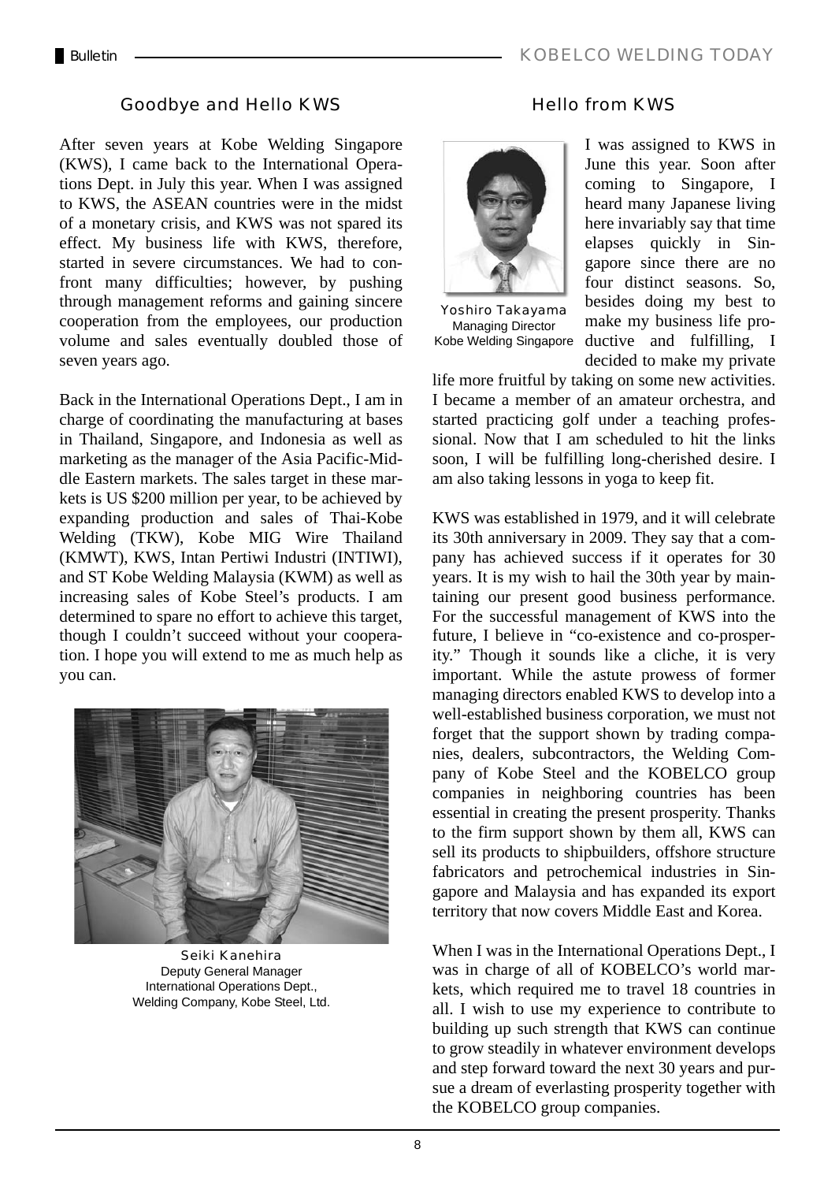## Goodbye and Hello KWS

After seven years at Kobe Welding Singapore (KWS), I came back to the International Operations Dept. in July this year. When I was assigned to KWS, the ASEAN countries were in the midst of a monetary crisis, and KWS was not spared its effect. My business life with KWS, therefore, started in severe circumstances. We had to confront many difficulties; however, by pushing through management reforms and gaining sincere cooperation from the employees, our production volume and sales eventually doubled those of seven years ago.

Back in the International Operations Dept., I am in charge of coordinating the manufacturing at bases in Thailand, Singapore, and Indonesia as well as marketing as the manager of the Asia Pacific-Middle Eastern markets. The sales target in these markets is US $200 million per year, to be achieved by expanding production and sales of Thai-Kobe Welding (TKW), Kobe MIG Wire Thailand (KMWT), KWS, Intan Pertiwi Industri (INTIWI), and ST Kobe Welding Malaysia (KWM) as well as increasing sales of Kobe Steel's products. I am determined to spare no effort to achieve this target, though I couldn't succeed without your cooperation. I hope you will extend to me as much help as you can.

Seiki Kanehira
Deputy General Manager
International Operations Dept.,
Welding Company, Kobe Steel, Ltd.

## Hello from KWS

Yoshiro Takayama
Managing Director
Kobe Welding Singapore

I was assigned to KWS in June this year. Soon after coming to Singapore, I heard many Japanese living here invariably say that time elapses quickly in Singapore since there are no four distinct seasons. So, besides doing my best to make my business life productive and fulfilling, I decided to make my private life more fruitful by taking on some new activities. I became a member of an amateur orchestra, and started practicing golf under a teaching professional. Now that I am scheduled to hit the links soon, I will be fulfilling long-cherished desire. I am also taking lessons in yoga to keep fit.

KWS was established in 1979, and it will celebrate its 30th anniversary in 2009. They say that a company has achieved success if it operates for 30 years. It is my wish to hail the 30th year by maintaining our present good business performance. For the successful management of KWS into the future, I believe in "co-existence and co-prosperity." Though it sounds like a cliche, it is very important. While the astute prowess of former managing directors enabled KWS to develop into a well-established business corporation, we must not forget that the support shown by trading companies, dealers, subcontractors, the Welding Company of Kobe Steel and the KOBELCO group companies in neighboring countries has been essential in creating the present prosperity. Thanks to the firm support shown by them all, KWS can sell its products to shipbuilders, offshore structure fabricators and petrochemical industries in Singapore and Malaysia and has expanded its export territory that now covers Middle East and Korea.

When I was in the International Operations Dept., I was in charge of all of KOBELCO's world markets, which required me to travel 18 countries in all. I wish to use my experience to contribute to building up such strength that KWS can continue to grow steadily in whatever environment develops and step forward toward the next 30 years and pursue a dream of everlasting prosperity together with the KOBELCO group companies.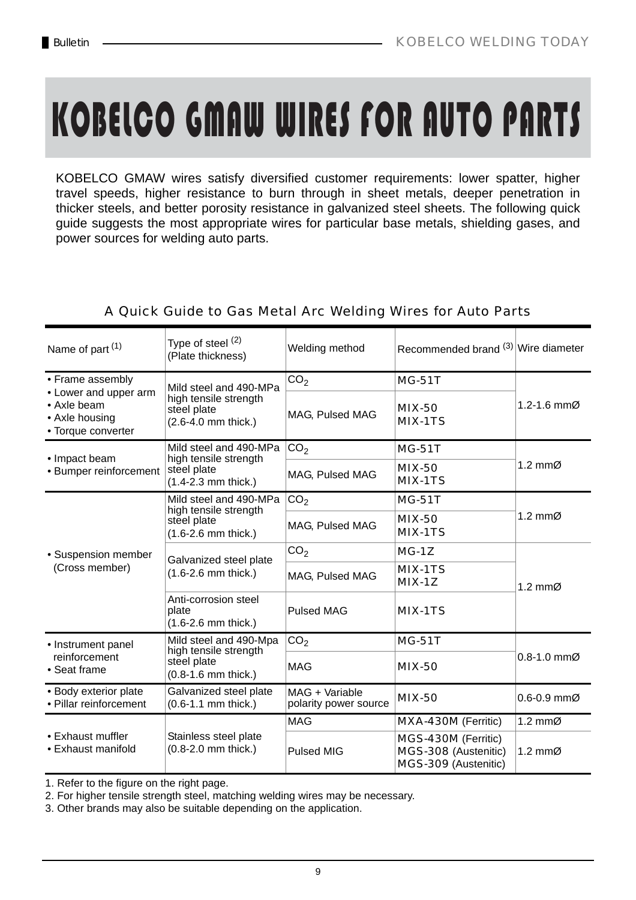# KOBELCO GMAW WIRES FOR AUTO PARTS

KOBELCO GMAW wires satisfy diversified customer requirements: lower spatter, higher travel speeds, higher resistance to burn through in sheet metals, deeper penetration in thicker steels, and better porosity resistance in galvanized steel sheets. The following quick guide suggests the most appropriate wires for particular base metals, shielding gases, and power sources for welding auto parts.

### A Quick Guide to Gas Metal Arc Welding Wires for Auto Parts

| Name of part (1) | Type of steel (2) (Plate thickness) | Welding method | Recommended brand (3) | Wire diameter |
|---|---|---|---|---|
| • Frame assembly<br>• Lower and upper arm<br>• Axle beam<br>• Axle housing<br>• Torque converter | Mild steel and 490-MPa high tensile strength steel plate (2.6-4.0 mm thick.) | $CO_2$ | MG-51T | 1.2-1.6 mmØ |
| | | MAG, Pulsed MAG | MIX-50<br>MIX-1TS | |
| • Impact beam<br>• Bumper reinforcement | Mild steel and 490-MPa high tensile strength steel plate (1.4-2.3 mm thick.) | $CO_2$ | MG-51T | 1.2 mmØ |
| | | MAG, Pulsed MAG | MIX-50<br>MIX-1TS | |
| • Suspension member (Cross member) | Mild steel and 490-MPa high tensile strength steel plate (1.6-2.6 mm thick.) | $CO_2$ | MG-51T | 1.2 mmØ |
| | | MAG, Pulsed MAG | MIX-50<br>MIX-1TS | |
| | Galvanized steel plate (1.6-2.6 mm thick.) | $CO_2$ | MG-1Z | 1.2 mmØ |
| | | MAG, Pulsed MAG | MIX-1TS<br>MIX-1Z | |
| | Anti-corrosion steel plate (1.6-2.6 mm thick.) | Pulsed MAG | MIX-1TS | |
| • Instrument panel reinforcement<br>• Seat frame | Mild steel and 490-Mpa high tensile strength steel plate (0.8-1.6 mm thick.) | $CO_2$ | MG-51T | 0.8-1.0 mmØ |
| | | MAG | MIX-50 | |
| • Body exterior plate<br>• Pillar reinforcement | Galvanized steel plate (0.6-1.1 mm thick.) | MAG + Variable polarity power source | MIX-50 | 0.6-0.9 mmØ |
| • Exhaust muffler<br>• Exhaust manifold | Stainless steel plate (0.8-2.0 mm thick.) | MAG | MXA-430M (Ferritic) | 1.2 mmØ |
| | | Pulsed MIG | MGS-430M (Ferritic)<br>MGS-308 (Austenitic)<br>MGS-309 (Austenitic) | 1.2 mmØ |

1. Refer to the figure on the right page.
2. For higher tensile strength steel, matching welding wires may be necessary.
3. Other brands may also be suitable depending on the application.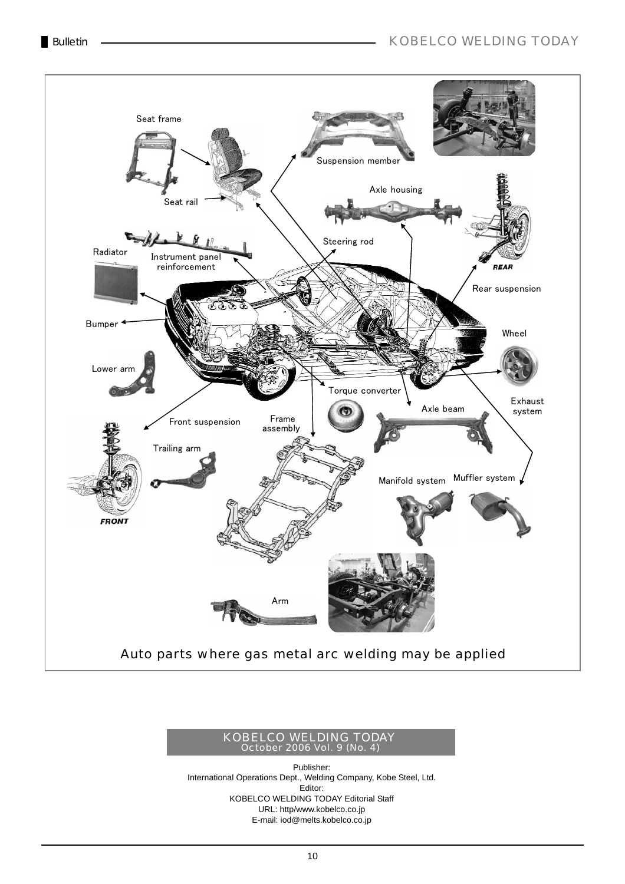Seat frame

Suspension member

Seat rail

Axle housing

Steering rod

Radiator

Instrument panel reinforcement

Rear suspension

Bumper

Wheel

Lower arm

Torque converter

Exhaust system

Axle beam

Front suspension

Frame assembly

Trailing arm

Manifold system

Muffler system

Arm

Auto parts where gas metal arc welding may be applied

KOBELCO WELDING TODAY
October 2006 Vol. 9 (No. 4)

Publisher:
International Operations Dept., Welding Company, Kobe Steel, Ltd.
Editor:
KOBELCO WELDING TODAY Editorial Staff
URL: http/www.kobelco.co.jp
E-mail: iod@melts.kobelco.co.jp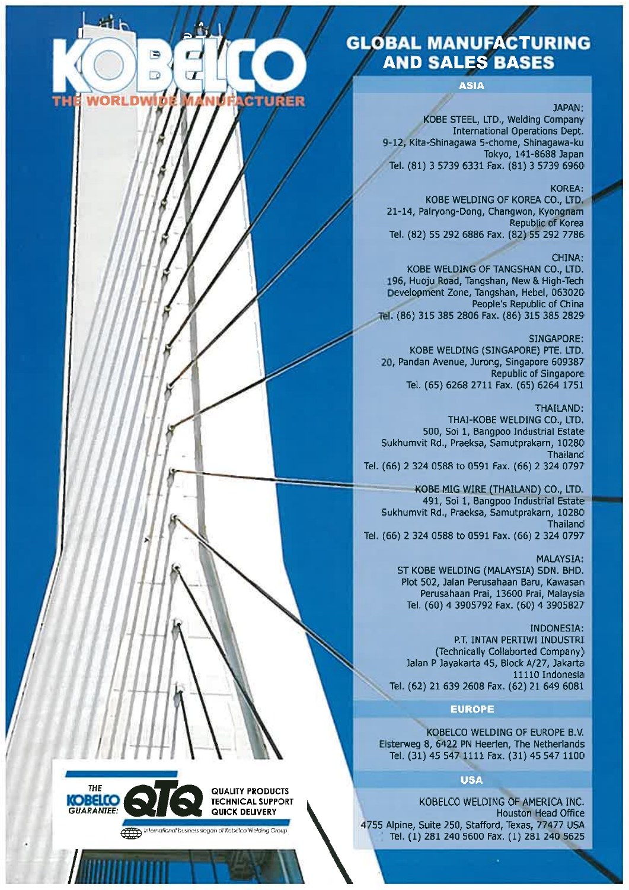# KOBELCO

THE WORLDWIDE MANUFACTURER

## GLOBAL MANUFACTURING AND SALES BASES

### ASIA

JAPAN:
KOBE STEEL, LTD., Welding Company
International Operations Dept.
9-12, Kita-Shinagawa 5-chome, Shinagawa-ku
Tokyo, 141-8688 Japan
Tel. (81) 3 5739 6331 Fax. (81) 3 5739 6960

KOREA:
KOBE WELDING OF KOREA CO., LTD.
21-14, Palryong-Dong, Changwon, Kyongnam
Republic of Korea
Tel. (82) 55 292 6886 Fax. (82) 55 292 7786

CHINA:
KOBE WELDING OF TANGSHAN CO., LTD.
196, Huoju Road, Tangshan, New & High-Tech
Development Zone, Tangshan, Hebel, 063020
People's Republic of China
Tel. (86) 315 385 2806 Fax. (86) 315 385 2829

SINGAPORE:
KOBE WELDING (SINGAPORE) PTE. LTD.
20, Pandan Avenue, Jurong, Singapore 609387
Republic of Singapore
Tel. (65) 6268 2711 Fax. (65) 6264 1751

THAILAND:
THAI-KOBE WELDING CO., LTD.
500, Soi 1, Bangpoo Industrial Estate
Sukhumvit Rd., Praeksa, Samutprakarn, 10280
Thailand
Tel. (66) 2 324 0588 to 0591 Fax. (66) 2 324 0797

KOBE MIG WIRE (THAILAND) CO., LTD.
491, Soi 1, Bangpoo Industrial Estate
Sukhumvit Rd., Praeksa, Samutprakarn, 10280
Thailand
Tel. (66) 2 324 0588 to 0591 Fax. (66) 2 324 0797

MALAYSIA:
ST KOBE WELDING (MALAYSIA) SDN. BHD.
Plot 502, Jalan Perusahaan Baru, Kawasan
Perusahaan Prai, 13600 Prai, Malaysia
Tel. (60) 4 3905792 Fax. (60) 4 3905827

INDONESIA:
P.T. INTAN PERTIWI INDUSTRI
(Technically Collaborted Company)
Jalan P Jayakarta 45, Block A/27, Jakarta
11110 Indonesia
Tel. (62) 21 639 2608 Fax. (62) 21 649 6081

### EUROPE

KOBELCO WELDING OF EUROPE B.V.
Eisterweg 8, 6422 PN Heerlen, The Netherlands
Tel. (31) 45 547 1111 Fax. (31) 45 547 1100

### USA

KOBELCO WELDING OF AMERICA INC.
Houston Head Office
4755 Alpine, Suite 250, Stafford, Texas, 77477 USA
Tel. (1) 281 240 5600 Fax. (1) 281 240 5625

THE KOBELCO GUARANTEE: QTQ
QUALITY PRODUCTS
TECHNICAL SUPPORT
QUICK DELIVERY

International business slogan of Kobelco Welding Group